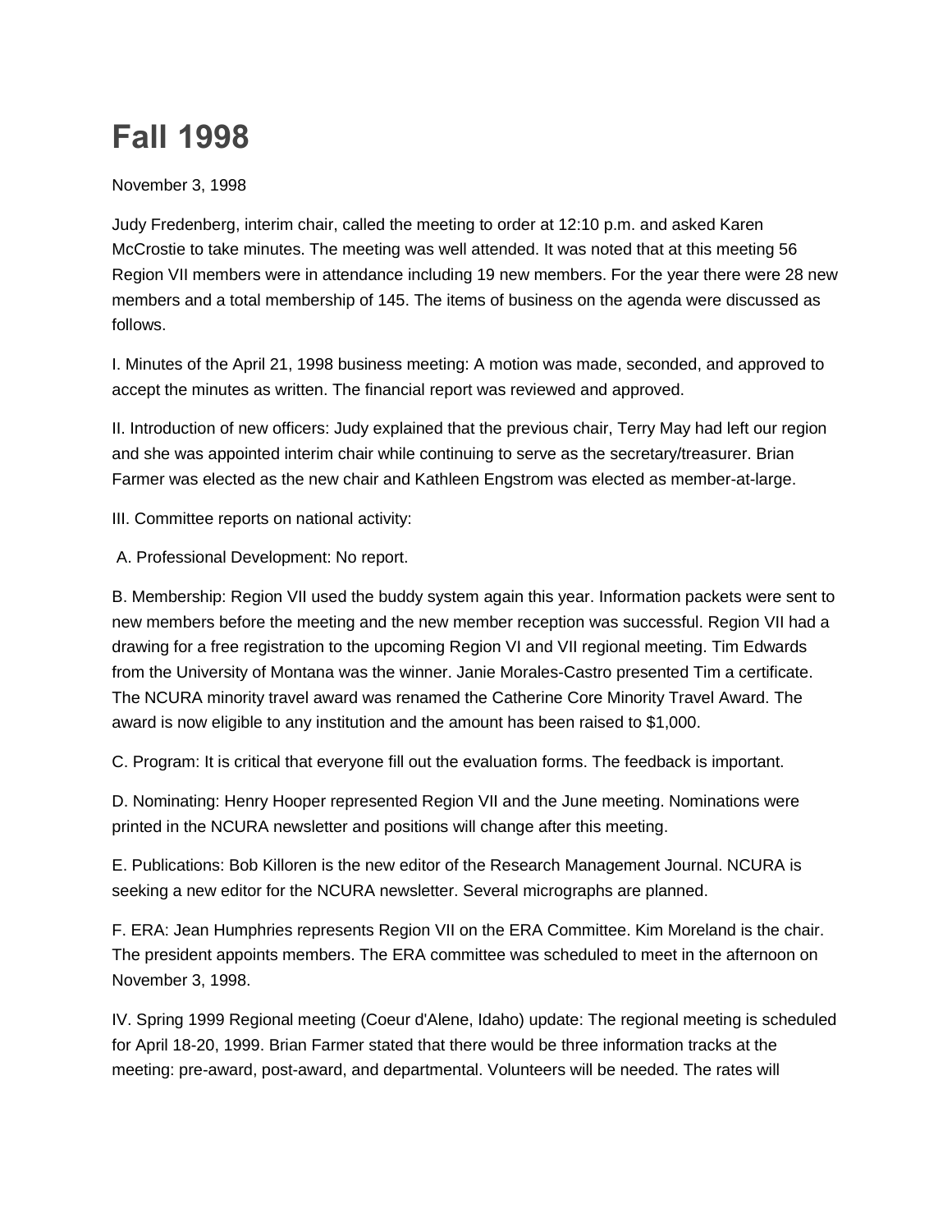# Fall 1998

November 3, 1998

Judy Fredenberg, interim chair, called the meeting to order at 12:10 p.m. and asked Karen McCrostie to take minutes. The meeting was well attended. It was noted that at this meeting 56 Region VII members were in attendance including 19 new members. For the year there were 28 new members and a total membership of 145. The items of business on the agenda were discussed as follows.

I. Minutes of the April 21, 1998 business meeting: A motion was made, seconded, and approved to accept the minutes as written. The financial report was reviewed and approved.

II. Introduction of new officers: Judy explained that the previous chair, Terry May had left our region and she was appointed interim chair while continuing to serve as the secretary/treasurer. Brian Farmer was elected as the new chair and Kathleen Engstrom was elected as member-at-large.

III. Committee reports on national activity:

A. Professional Development: No report.

B. Membership: Region VII used the buddy system again this year. Information packets were sent to new members before the meeting and the new member reception was successful. Region VII had a drawing for a free registration to the upcoming Region VI and VII regional meeting. Tim Edwards from the University of Montana was the winner. Janie Morales-Castro presented Tim a certificate. The NCURA minority travel award was renamed the Catherine Core Minority Travel Award. The award is now eligible to any institution and the amount has been raised to $1,000.

C. Program: It is critical that everyone fill out the evaluation forms. The feedback is important.

D. Nominating: Henry Hooper represented Region VII and the June meeting. Nominations were printed in the NCURA newsletter and positions will change after this meeting.

E. Publications: Bob Killoren is the new editor of the Research Management Journal. NCURA is seeking a new editor for the NCURA newsletter. Several micrographs are planned.

F. ERA: Jean Humphries represents Region VII on the ERA Committee. Kim Moreland is the chair. The president appoints members. The ERA committee was scheduled to meet in the afternoon on November 3, 1998.

IV. Spring 1999 Regional meeting (Coeur d'Alene, Idaho) update: The regional meeting is scheduled for April 18-20, 1999. Brian Farmer stated that there would be three information tracks at the meeting: pre-award, post-award, and departmental. Volunteers will be needed. The rates will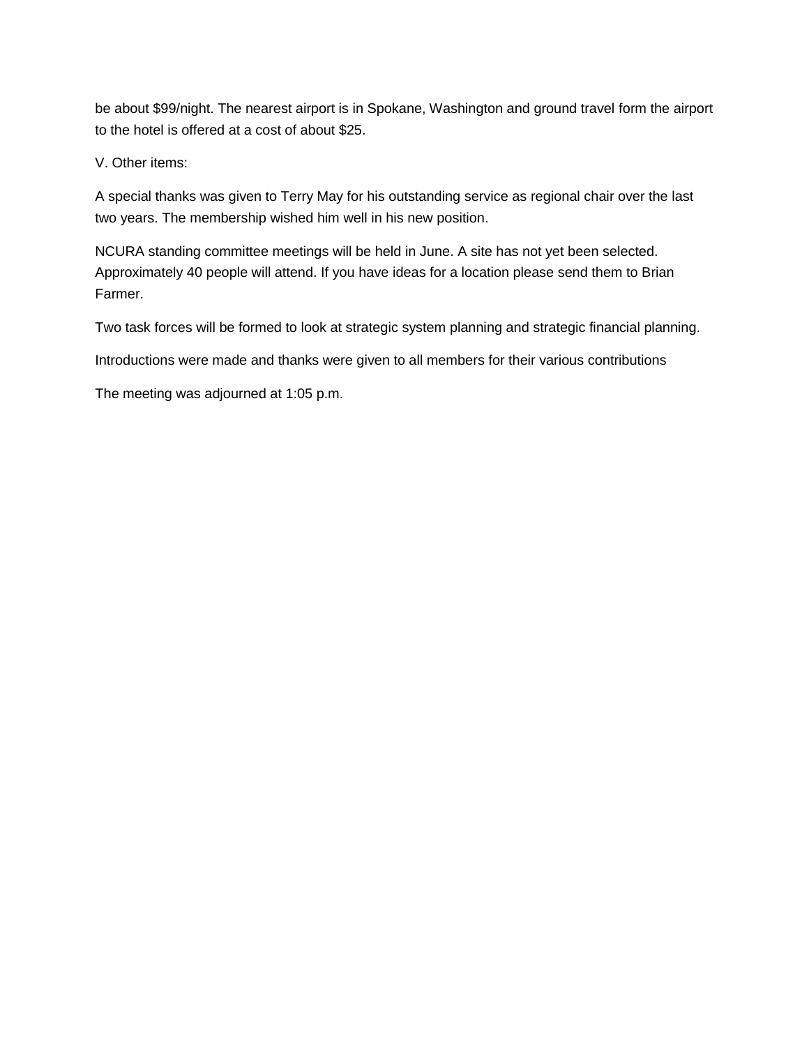be about $99/night. The nearest airport is in Spokane, Washington and ground travel form the airport to the hotel is offered at a cost of about $25.

V. Other items:

A special thanks was given to Terry May for his outstanding service as regional chair over the last two years. The membership wished him well in his new position.

NCURA standing committee meetings will be held in June. A site has not yet been selected. Approximately 40 people will attend. If you have ideas for a location please send them to Brian Farmer.

Two task forces will be formed to look at strategic system planning and strategic financial planning.

Introductions were made and thanks were given to all members for their various contributions

The meeting was adjourned at 1:05 p.m.